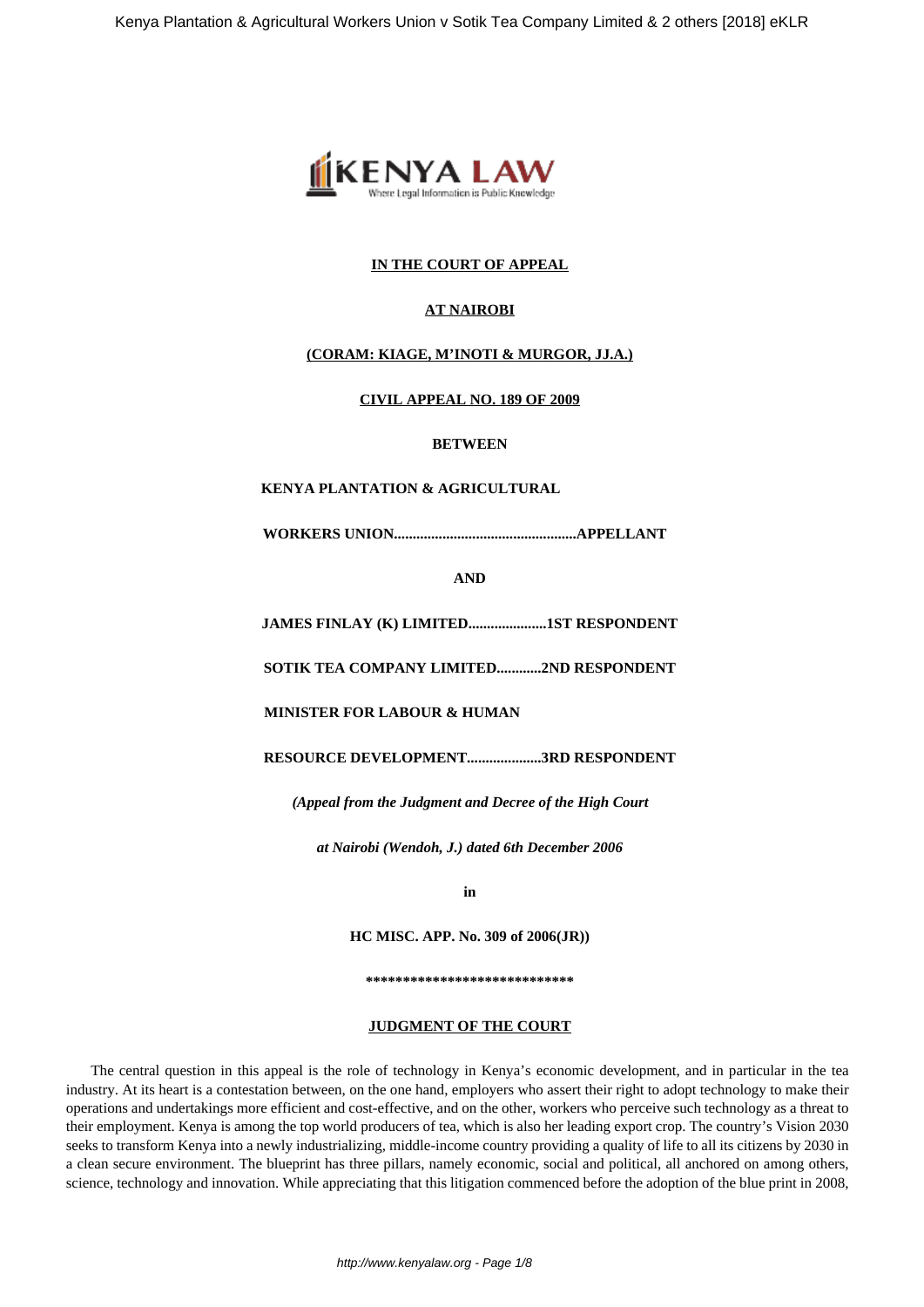**IN THE COURT OF APPEAL**

**AT NAIROBI**

**(CORAM: KIAGE, M'INOTI & MURGOR, JJ.A.)**

**CIVIL APPEAL NO. 189 OF 2009**

**BETWEEN**

**KENYA PLANTATION & AGRICULTURAL**

**WORKERS UNION................................................APPELLANT**

**AND**

**JAMES FINLAY (K) LIMITED.....................1ST RESPONDENT**

**SOTIK TEA COMPANY LIMITED............2ND RESPONDENT**

**MINISTER FOR LABOUR & HUMAN**

**RESOURCE DEVELOPMENT...................3RD RESPONDENT**

***(Appeal from the Judgment and Decree of the High Court***

***at Nairobi (Wendoh, J.) dated 6th December 2006***

**in**

**HC MISC. APP. No. 309 of 2006(JR))**

**\*\*\*\*\*\*\*\*\*\*\*\*\*\*\*\*\*\*\*\*\*\*\*\*\*\*\*\*\***

**JUDGMENT OF THE COURT**

The central question in this appeal is the role of technology in Kenya's economic development, and in particular in the tea industry. At its heart is a contestation between, on the one hand, employers who assert their right to adopt technology to make their operations and undertakings more efficient and cost-effective, and on the other, workers who perceive such technology as a threat to their employment. Kenya is among the top world producers of tea, which is also her leading export crop. The country's Vision 2030 seeks to transform Kenya into a newly industrializing, middle-income country providing a quality of life to all its citizens by 2030 in a clean secure environment. The blueprint has three pillars, namely economic, social and political, all anchored on among others, science, technology and innovation. While appreciating that this litigation commenced before the adoption of the blue print in 2008,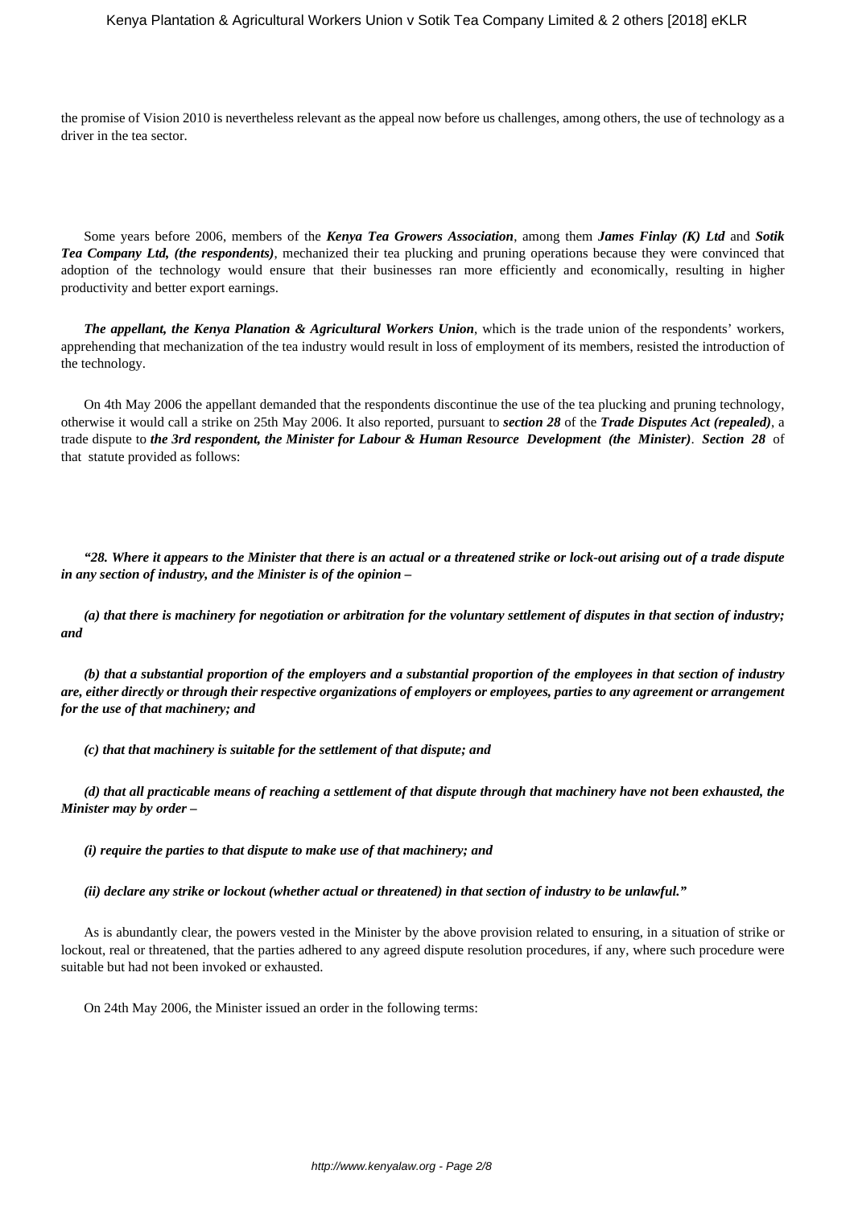the promise of Vision 2010 is nevertheless relevant as the appeal now before us challenges, among others, the use of technology as a driver in the tea sector.

Some years before 2006, members of the ***Kenya Tea Growers Association***, among them ***James Finlay (K) Ltd*** and ***Sotik Tea Company Ltd, (the respondents)***, mechanized their tea plucking and pruning operations because they were convinced that adoption of the technology would ensure that their businesses ran more efficiently and economically, resulting in higher productivity and better export earnings.

***The appellant, the Kenya Planation & Agricultural Workers Union***, which is the trade union of the respondents' workers, apprehending that mechanization of the tea industry would result in loss of employment of its members, resisted the introduction of the technology.

On 4th May 2006 the appellant demanded that the respondents discontinue the use of the tea plucking and pruning technology, otherwise it would call a strike on 25th May 2006. It also reported, pursuant to ***section 28*** of the ***Trade Disputes Act (repealed)***, a trade dispute to ***the 3rd respondent, the Minister for Labour & Human Resource Development (the Minister)***. ***Section 28*** of that statute provided as follows:

***"28. Where it appears to the Minister that there is an actual or a threatened strike or lock-out arising out of a trade dispute in any section of industry, and the Minister is of the opinion –***

***(a) that there is machinery for negotiation or arbitration for the voluntary settlement of disputes in that section of industry; and***

***(b) that a substantial proportion of the employers and a substantial proportion of the employees in that section of industry are, either directly or through their respective organizations of employers or employees, parties to any agreement or arrangement for the use of that machinery; and***

***(c) that that machinery is suitable for the settlement of that dispute; and***

***(d) that all practicable means of reaching a settlement of that dispute through that machinery have not been exhausted, the Minister may by order –***

***(i) require the parties to that dispute to make use of that machinery; and***

***(ii) declare any strike or lockout (whether actual or threatened) in that section of industry to be unlawful."***

As is abundantly clear, the powers vested in the Minister by the above provision related to ensuring, in a situation of strike or lockout, real or threatened, that the parties adhered to any agreed dispute resolution procedures, if any, where such procedure were suitable but had not been invoked or exhausted.

On 24th May 2006, the Minister issued an order in the following terms: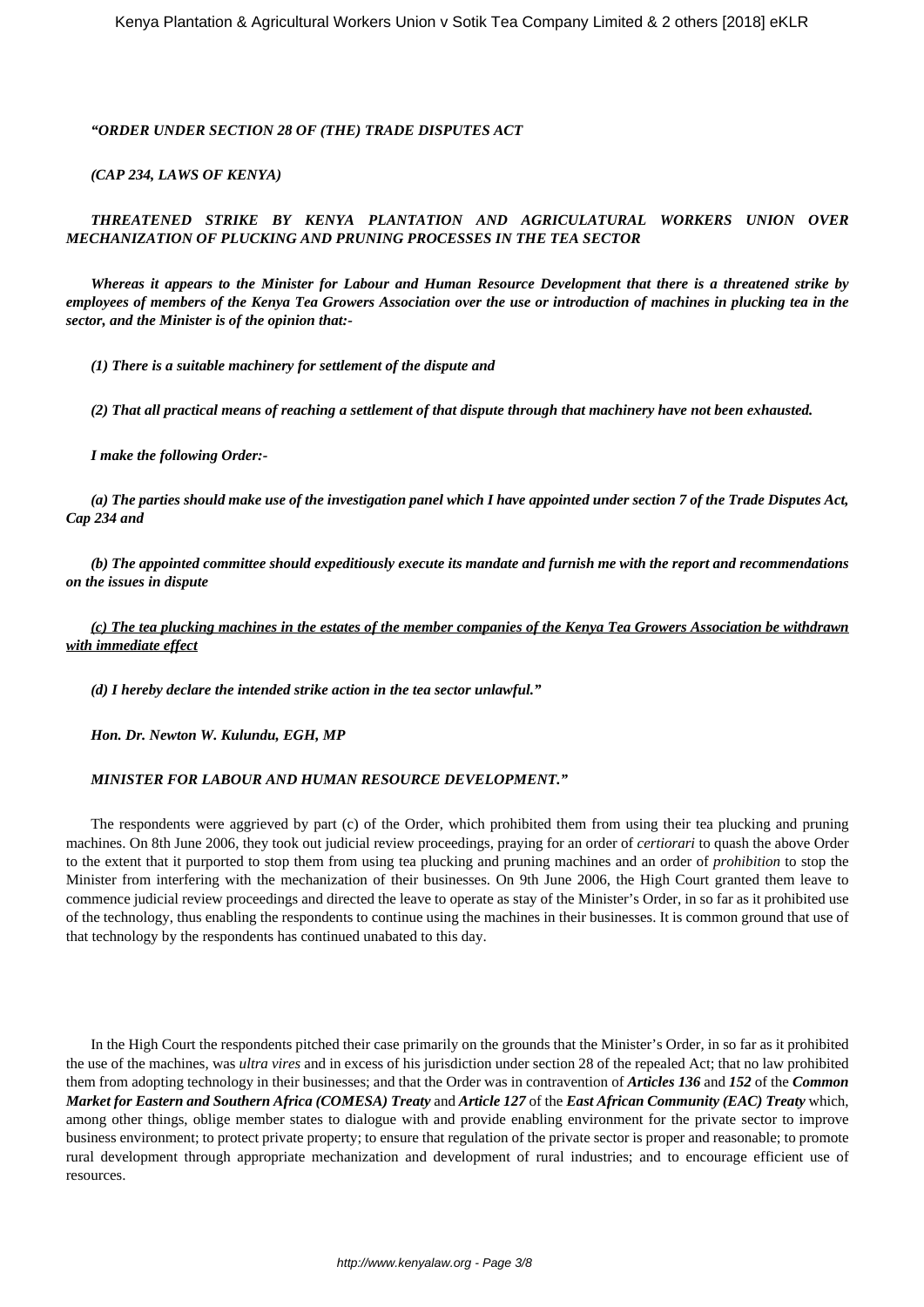***"ORDER UNDER SECTION 28 OF (THE) TRADE DISPUTES ACT***

***(CAP 234, LAWS OF KENYA)***

***THREATENED STRIKE BY KENYA PLANTATION AND AGRICULATURAL WORKERS UNION OVER MECHANIZATION OF PLUCKING AND PRUNING PROCESSES IN THE TEA SECTOR***

***Whereas it appears to the Minister for Labour and Human Resource Development that there is a threatened strike by employees of members of the Kenya Tea Growers Association over the use or introduction of machines in plucking tea in the sector, and the Minister is of the opinion that:-***

***(1) There is a suitable machinery for settlement of the dispute and***

***(2) That all practical means of reaching a settlement of that dispute through that machinery have not been exhausted.***

***I make the following Order:-***

***(a) The parties should make use of the investigation panel which I have appointed under section 7 of the Trade Disputes Act, Cap 234 and***

***(b) The appointed committee should expeditiously execute its mandate and furnish me with the report and recommendations on the issues in dispute***

***<u>(c) The tea plucking machines in the estates of the member companies of the Kenya Tea Growers Association be withdrawn with immediate effect</u>***

***(d) I hereby declare the intended strike action in the tea sector unlawful."***

***Hon. Dr. Newton W. Kulundu, EGH, MP***

***MINISTER FOR LABOUR AND HUMAN RESOURCE DEVELOPMENT."***

The respondents were aggrieved by part (c) of the Order, which prohibited them from using their tea plucking and pruning machines. On 8th June 2006, they took out judicial review proceedings, praying for an order of *certiorari* to quash the above Order to the extent that it purported to stop them from using tea plucking and pruning machines and an order of *prohibition* to stop the Minister from interfering with the mechanization of their businesses. On 9th June 2006, the High Court granted them leave to commence judicial review proceedings and directed the leave to operate as stay of the Minister's Order, in so far as it prohibited use of the technology, thus enabling the respondents to continue using the machines in their businesses. It is common ground that use of that technology by the respondents has continued unabated to this day.

In the High Court the respondents pitched their case primarily on the grounds that the Minister's Order, in so far as it prohibited the use of the machines, was *ultra vires* and in excess of his jurisdiction under section 28 of the repealed Act; that no law prohibited them from adopting technology in their businesses; and that the Order was in contravention of ***Articles 136*** and ***152*** of the ***Common Market for Eastern and Southern Africa (COMESA) Treaty*** and ***Article 127*** of the ***East African Community (EAC) Treaty*** which, among other things, oblige member states to dialogue with and provide enabling environment for the private sector to improve business environment; to protect private property; to ensure that regulation of the private sector is proper and reasonable; to promote rural development through appropriate mechanization and development of rural industries; and to encourage efficient use of resources.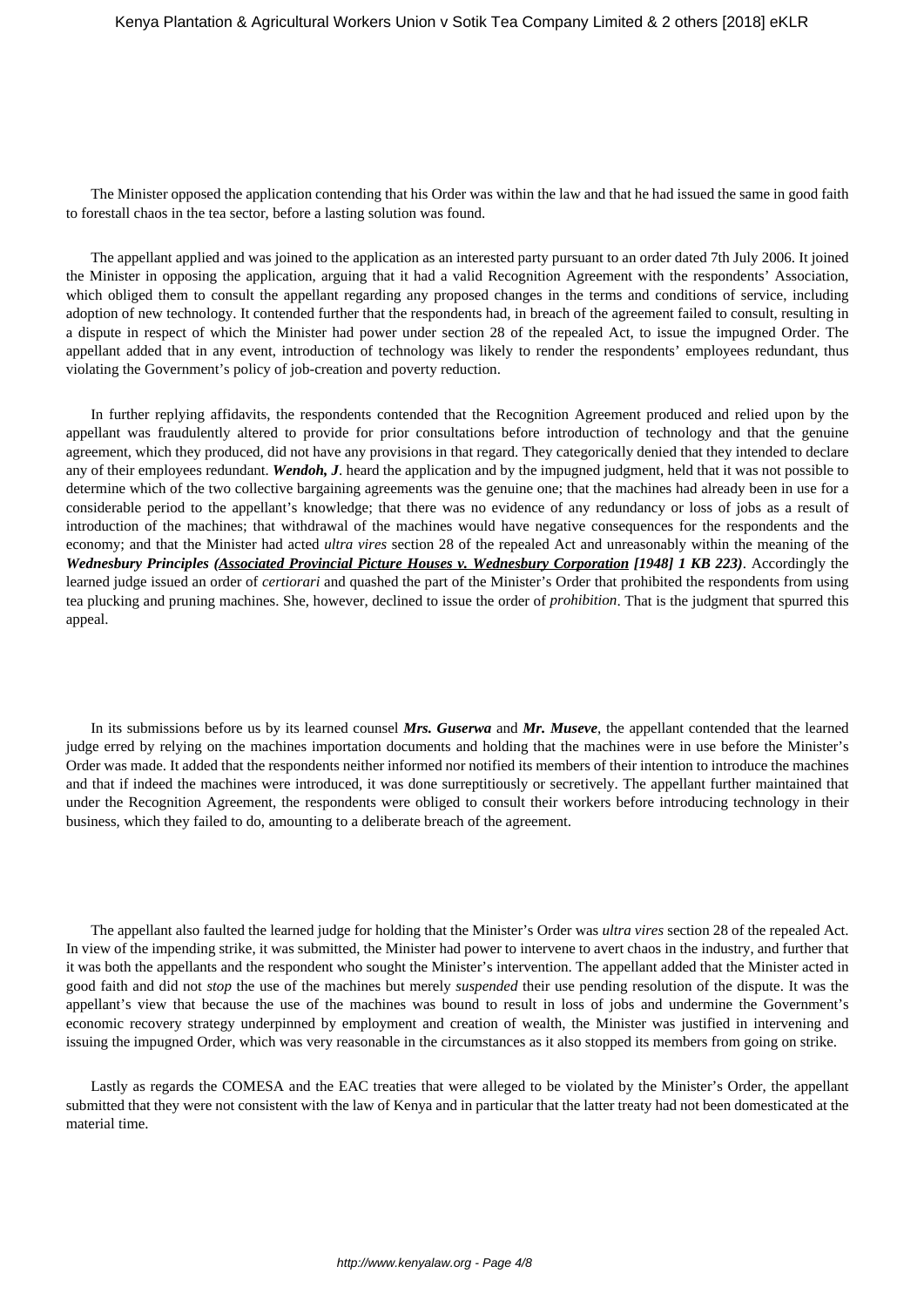The Minister opposed the application contending that his Order was within the law and that he had issued the same in good faith to forestall chaos in the tea sector, before a lasting solution was found.

The appellant applied and was joined to the application as an interested party pursuant to an order dated 7th July 2006. It joined the Minister in opposing the application, arguing that it had a valid Recognition Agreement with the respondents' Association, which obliged them to consult the appellant regarding any proposed changes in the terms and conditions of service, including adoption of new technology. It contended further that the respondents had, in breach of the agreement failed to consult, resulting in a dispute in respect of which the Minister had power under section 28 of the repealed Act, to issue the impugned Order. The appellant added that in any event, introduction of technology was likely to render the respondents' employees redundant, thus violating the Government's policy of job-creation and poverty reduction.

In further replying affidavits, the respondents contended that the Recognition Agreement produced and relied upon by the appellant was fraudulently altered to provide for prior consultations before introduction of technology and that the genuine agreement, which they produced, did not have any provisions in that regard. They categorically denied that they intended to declare any of their employees redundant. ***Wendoh, J***. heard the application and by the impugned judgment, held that it was not possible to determine which of the two collective bargaining agreements was the genuine one; that the machines had already been in use for a considerable period to the appellant's knowledge; that there was no evidence of any redundancy or loss of jobs as a result of introduction of the machines; that withdrawal of the machines would have negative consequences for the respondents and the economy; and that the Minister had acted *ultra vires* section 28 of the repealed Act and unreasonably within the meaning of the ***Wednesbury Principles (Associated Provincial Picture Houses v. Wednesbury Corporation [1948] 1 KB 223)***. Accordingly the learned judge issued an order of *certiorari* and quashed the part of the Minister's Order that prohibited the respondents from using tea plucking and pruning machines. She, however, declined to issue the order of *prohibition*. That is the judgment that spurred this appeal.

In its submissions before us by its learned counsel ***Mrs. Guserwa*** and ***Mr. Museve***, the appellant contended that the learned judge erred by relying on the machines importation documents and holding that the machines were in use before the Minister's Order was made. It added that the respondents neither informed nor notified its members of their intention to introduce the machines and that if indeed the machines were introduced, it was done surreptitiously or secretively. The appellant further maintained that under the Recognition Agreement, the respondents were obliged to consult their workers before introducing technology in their business, which they failed to do, amounting to a deliberate breach of the agreement.

The appellant also faulted the learned judge for holding that the Minister's Order was *ultra vires* section 28 of the repealed Act. In view of the impending strike, it was submitted, the Minister had power to intervene to avert chaos in the industry, and further that it was both the appellants and the respondent who sought the Minister's intervention. The appellant added that the Minister acted in good faith and did not *stop* the use of the machines but merely *suspended* their use pending resolution of the dispute. It was the appellant's view that because the use of the machines was bound to result in loss of jobs and undermine the Government's economic recovery strategy underpinned by employment and creation of wealth, the Minister was justified in intervening and issuing the impugned Order, which was very reasonable in the circumstances as it also stopped its members from going on strike.

Lastly as regards the COMESA and the EAC treaties that were alleged to be violated by the Minister's Order, the appellant submitted that they were not consistent with the law of Kenya and in particular that the latter treaty had not been domesticated at the material time.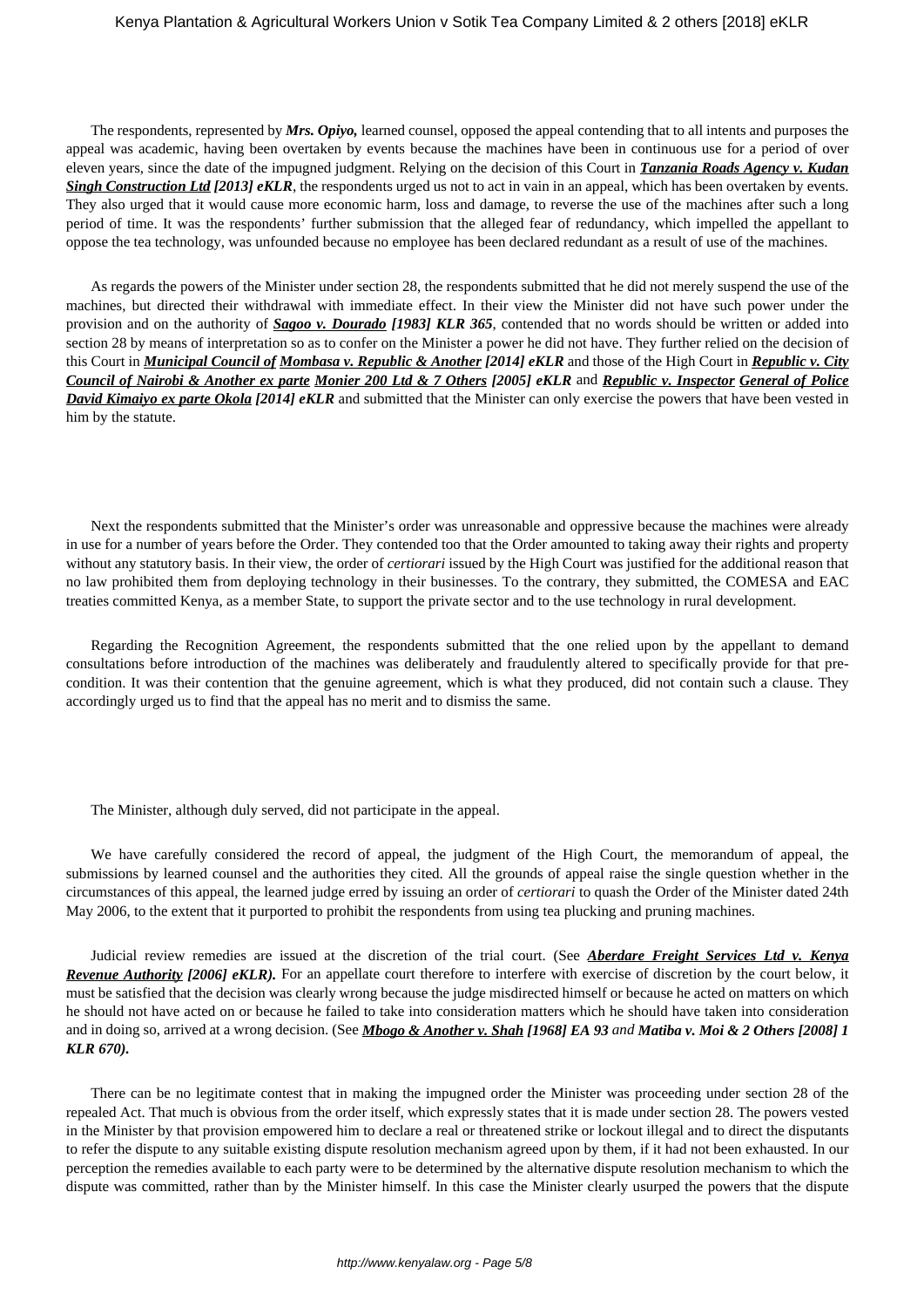The respondents, represented by ***Mrs. Opiyo,*** learned counsel, opposed the appeal contending that to all intents and purposes the appeal was academic, having been overtaken by events because the machines have been in continuous use for a period of over eleven years, since the date of the impugned judgment. Relying on the decision of this Court in ***Tanzania Roads Agency v. Kudan Singh Construction Ltd [2013] eKLR***, the respondents urged us not to act in vain in an appeal, which has been overtaken by events. They also urged that it would cause more economic harm, loss and damage, to reverse the use of the machines after such a long period of time. It was the respondents' further submission that the alleged fear of redundancy, which impelled the appellant to oppose the tea technology, was unfounded because no employee has been declared redundant as a result of use of the machines.

As regards the powers of the Minister under section 28, the respondents submitted that he did not merely suspend the use of the machines, but directed their withdrawal with immediate effect. In their view the Minister did not have such power under the provision and on the authority of ***Sagoo v. Dourado [1983] KLR 365***, contended that no words should be written or added into section 28 by means of interpretation so as to confer on the Minister a power he did not have. They further relied on the decision of this Court in ***Municipal Council of Mombasa v. Republic & Another [2014] eKLR*** and those of the High Court in ***Republic v. City Council of Nairobi & Another ex parte Monier 200 Ltd & 7 Others [2005] eKLR*** and ***Republic v. Inspector General of Police David Kimaiyo ex parte Okola [2014] eKLR*** and submitted that the Minister can only exercise the powers that have been vested in him by the statute.

Next the respondents submitted that the Minister's order was unreasonable and oppressive because the machines were already in use for a number of years before the Order. They contended too that the Order amounted to taking away their rights and property without any statutory basis. In their view, the order of *certiorari* issued by the High Court was justified for the additional reason that no law prohibited them from deploying technology in their businesses. To the contrary, they submitted, the COMESA and EAC treaties committed Kenya, as a member State, to support the private sector and to the use technology in rural development.

Regarding the Recognition Agreement, the respondents submitted that the one relied upon by the appellant to demand consultations before introduction of the machines was deliberately and fraudulently altered to specifically provide for that pre-condition. It was their contention that the genuine agreement, which is what they produced, did not contain such a clause. They accordingly urged us to find that the appeal has no merit and to dismiss the same.

The Minister, although duly served, did not participate in the appeal.

We have carefully considered the record of appeal, the judgment of the High Court, the memorandum of appeal, the submissions by learned counsel and the authorities they cited. All the grounds of appeal raise the single question whether in the circumstances of this appeal, the learned judge erred by issuing an order of *certiorari* to quash the Order of the Minister dated 24th May 2006, to the extent that it purported to prohibit the respondents from using tea plucking and pruning machines.

Judicial review remedies are issued at the discretion of the trial court. (See ***Aberdare Freight Services Ltd v. Kenya Revenue Authority [2006] eKLR).*** For an appellate court therefore to interfere with exercise of discretion by the court below, it must be satisfied that the decision was clearly wrong because the judge misdirected himself or because he acted on matters on which he should not have acted on or because he failed to take into consideration matters which he should have taken into consideration and in doing so, arrived at a wrong decision. (See ***Mbogo & Another v. Shah [1968] EA 93*** *and* ***Matiba v. Moi & 2 Others [2008] 1 KLR 670).***

There can be no legitimate contest that in making the impugned order the Minister was proceeding under section 28 of the repealed Act. That much is obvious from the order itself, which expressly states that it is made under section 28. The powers vested in the Minister by that provision empowered him to declare a real or threatened strike or lockout illegal and to direct the disputants to refer the dispute to any suitable existing dispute resolution mechanism agreed upon by them, if it had not been exhausted. In our perception the remedies available to each party were to be determined by the alternative dispute resolution mechanism to which the dispute was committed, rather than by the Minister himself. In this case the Minister clearly usurped the powers that the dispute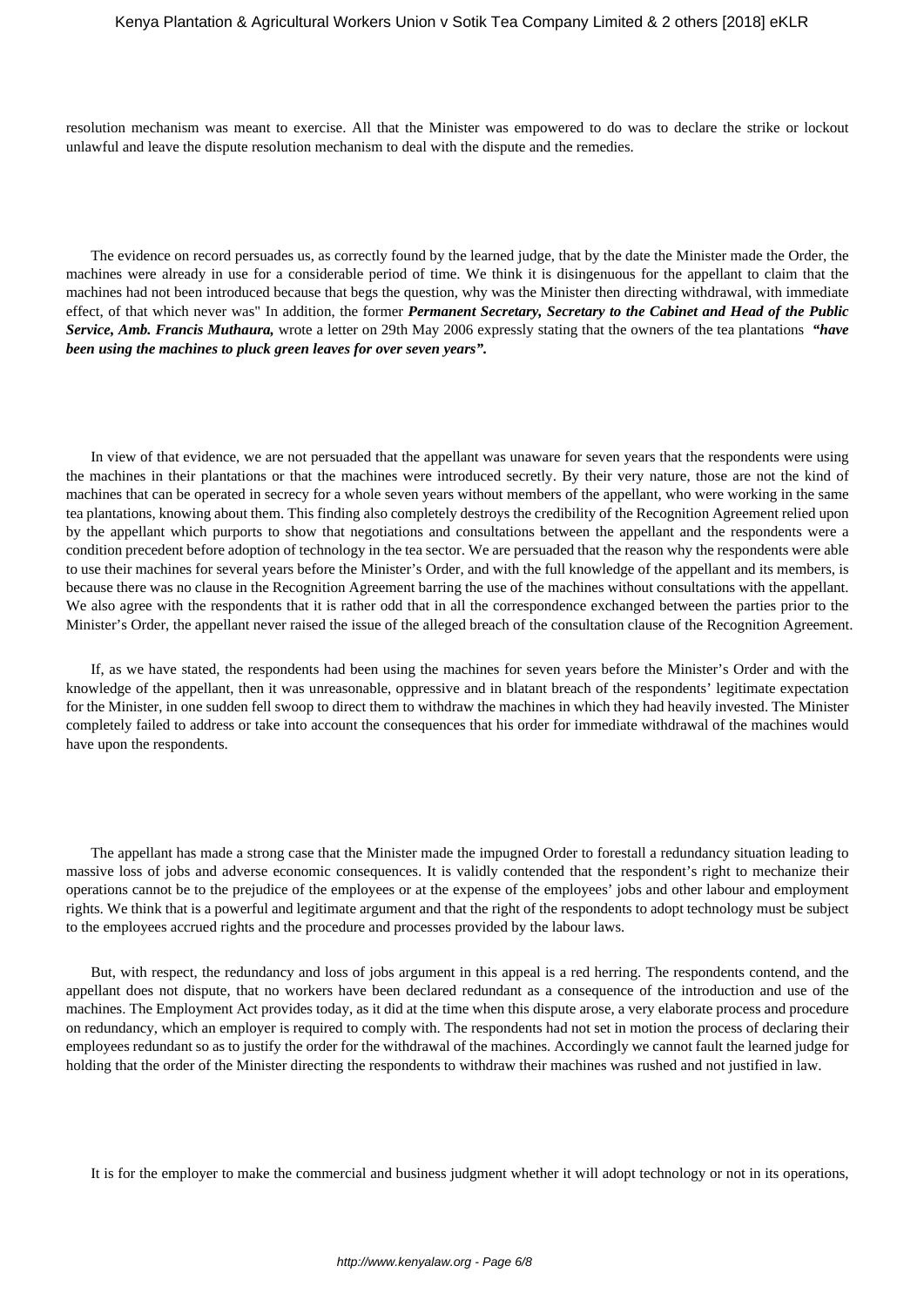resolution mechanism was meant to exercise. All that the Minister was empowered to do was to declare the strike or lockout unlawful and leave the dispute resolution mechanism to deal with the dispute and the remedies.

The evidence on record persuades us, as correctly found by the learned judge, that by the date the Minister made the Order, the machines were already in use for a considerable period of time. We think it is disingenuous for the appellant to claim that the machines had not been introduced because that begs the question, why was the Minister then directing withdrawal, with immediate effect, of that which never was" In addition, the former ***Permanent Secretary, Secretary to the Cabinet and Head of the Public Service, Amb. Francis Muthaura,*** wrote a letter on 29th May 2006 expressly stating that the owners of the tea plantations ***"have been using the machines to pluck green leaves for over seven years".***

In view of that evidence, we are not persuaded that the appellant was unaware for seven years that the respondents were using the machines in their plantations or that the machines were introduced secretly. By their very nature, those are not the kind of machines that can be operated in secrecy for a whole seven years without members of the appellant, who were working in the same tea plantations, knowing about them. This finding also completely destroys the credibility of the Recognition Agreement relied upon by the appellant which purports to show that negotiations and consultations between the appellant and the respondents were a condition precedent before adoption of technology in the tea sector. We are persuaded that the reason why the respondents were able to use their machines for several years before the Minister's Order, and with the full knowledge of the appellant and its members, is because there was no clause in the Recognition Agreement barring the use of the machines without consultations with the appellant. We also agree with the respondents that it is rather odd that in all the correspondence exchanged between the parties prior to the Minister's Order, the appellant never raised the issue of the alleged breach of the consultation clause of the Recognition Agreement.

If, as we have stated, the respondents had been using the machines for seven years before the Minister's Order and with the knowledge of the appellant, then it was unreasonable, oppressive and in blatant breach of the respondents' legitimate expectation for the Minister, in one sudden fell swoop to direct them to withdraw the machines in which they had heavily invested. The Minister completely failed to address or take into account the consequences that his order for immediate withdrawal of the machines would have upon the respondents.

The appellant has made a strong case that the Minister made the impugned Order to forestall a redundancy situation leading to massive loss of jobs and adverse economic consequences. It is validly contended that the respondent's right to mechanize their operations cannot be to the prejudice of the employees or at the expense of the employees' jobs and other labour and employment rights. We think that is a powerful and legitimate argument and that the right of the respondents to adopt technology must be subject to the employees accrued rights and the procedure and processes provided by the labour laws.

But, with respect, the redundancy and loss of jobs argument in this appeal is a red herring. The respondents contend, and the appellant does not dispute, that no workers have been declared redundant as a consequence of the introduction and use of the machines. The Employment Act provides today, as it did at the time when this dispute arose, a very elaborate process and procedure on redundancy, which an employer is required to comply with. The respondents had not set in motion the process of declaring their employees redundant so as to justify the order for the withdrawal of the machines. Accordingly we cannot fault the learned judge for holding that the order of the Minister directing the respondents to withdraw their machines was rushed and not justified in law.

It is for the employer to make the commercial and business judgment whether it will adopt technology or not in its operations,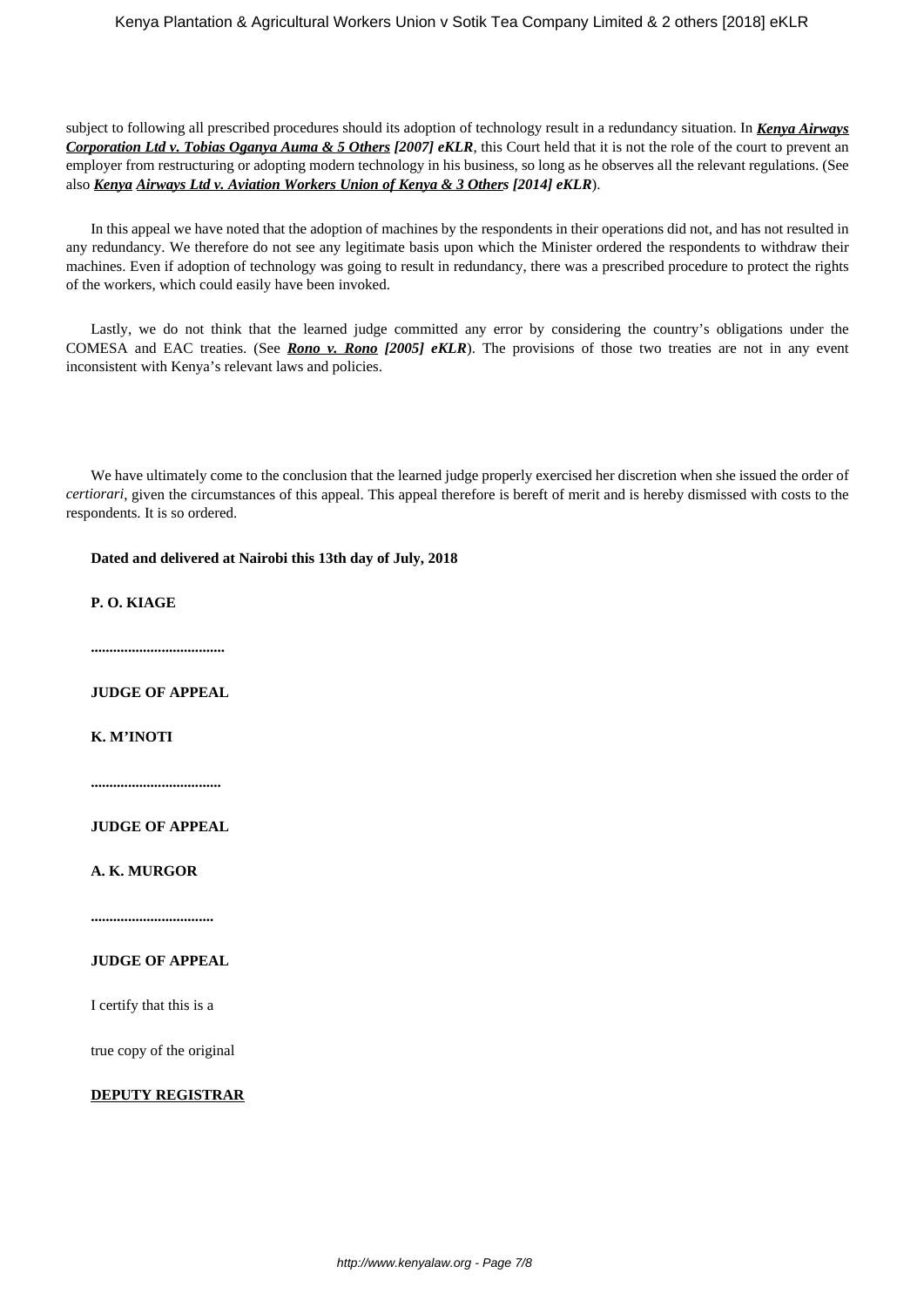subject to following all prescribed procedures should its adoption of technology result in a redundancy situation. In ***Kenya Airways Corporation Ltd v. Tobias Oganya Auma & 5 Others [2007] eKLR***, this Court held that it is not the role of the court to prevent an employer from restructuring or adopting modern technology in his business, so long as he observes all the relevant regulations. (See also ***Kenya Airways Ltd v. Aviation Workers Union of Kenya & 3 Others [2014] eKLR***).

In this appeal we have noted that the adoption of machines by the respondents in their operations did not, and has not resulted in any redundancy. We therefore do not see any legitimate basis upon which the Minister ordered the respondents to withdraw their machines. Even if adoption of technology was going to result in redundancy, there was a prescribed procedure to protect the rights of the workers, which could easily have been invoked.

Lastly, we do not think that the learned judge committed any error by considering the country's obligations under the COMESA and EAC treaties. (See ***Rono v. Rono [2005] eKLR***). The provisions of those two treaties are not in any event inconsistent with Kenya's relevant laws and policies.

We have ultimately come to the conclusion that the learned judge properly exercised her discretion when she issued the order of *certiorari*, given the circumstances of this appeal. This appeal therefore is bereft of merit and is hereby dismissed with costs to the respondents. It is so ordered.

**Dated and delivered at Nairobi this 13th day of July, 2018**

**P. O. KIAGE**

**...................................**

**JUDGE OF APPEAL**

**K. M'INOTI**

**..................................**

**JUDGE OF APPEAL**

**A. K. MURGOR**

**................................**

**JUDGE OF APPEAL**

I certify that this is a

true copy of the original

**DEPUTY REGISTRAR**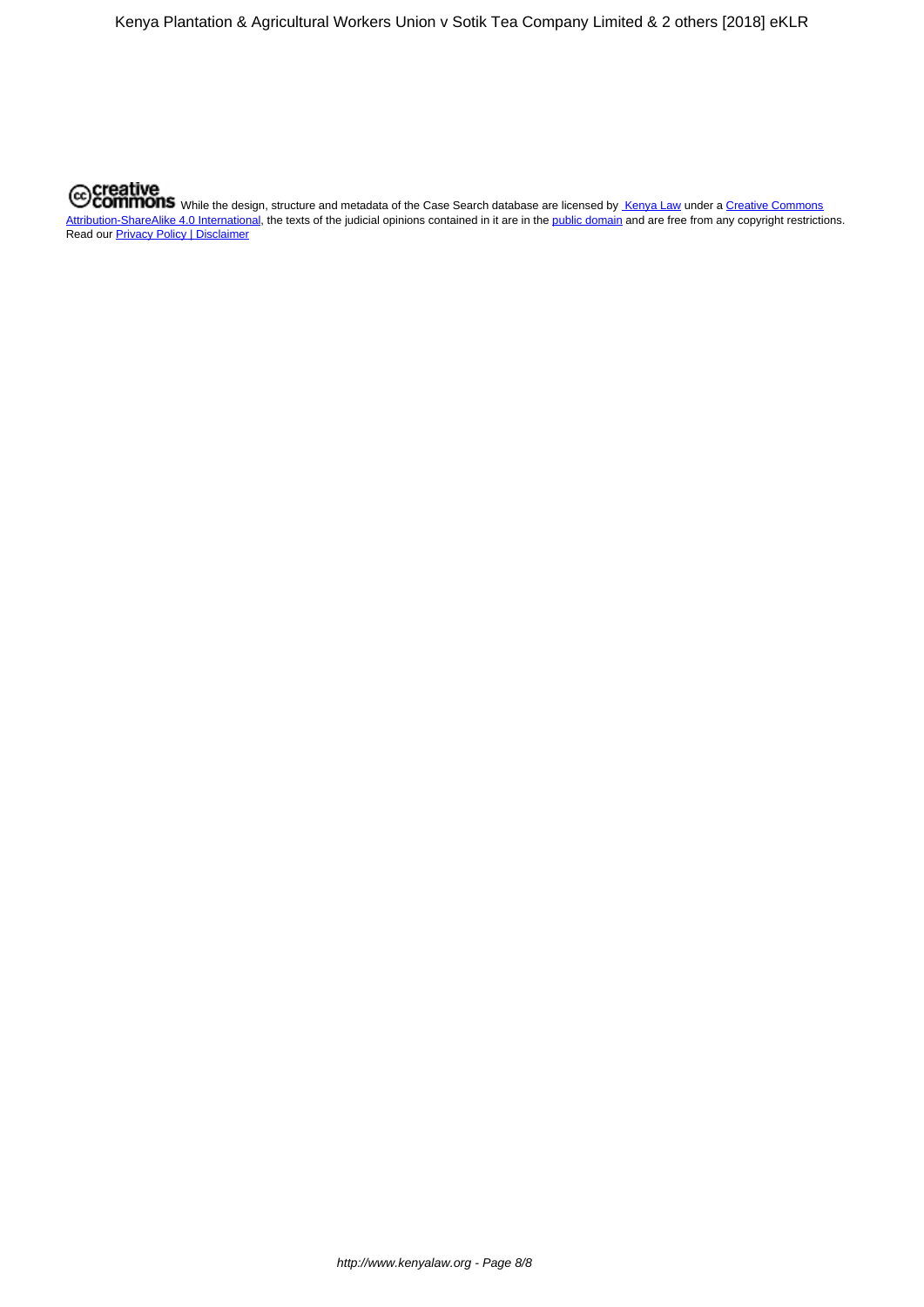While the design, structure and metadata of the Case Search database are licensed by Kenya Law under a Creative Commons Attribution-ShareAlike 4.0 International, the texts of the judicial opinions contained in it are in the public domain and are free from any copyright restrictions. Read our Privacy Policy | Disclaimer